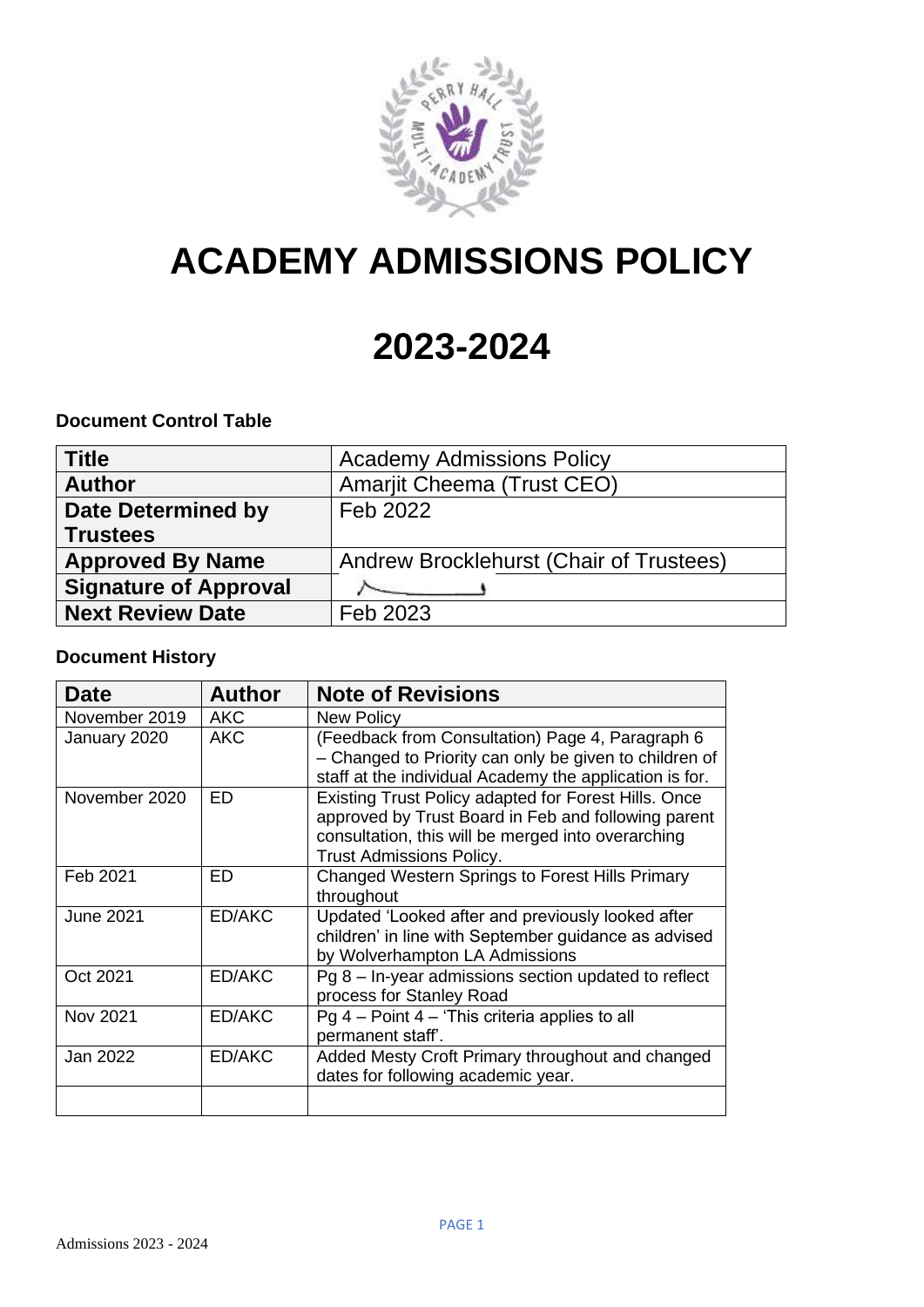# ACADEMY ADMISSIONS POLICY

# 2023-2024

**Document Control Table**

| | |
|---|---|
| **Title** | Academy Admissions Policy |
| **Author** | Amarjit Cheema (Trust CEO) |
| **Date Determined by Trustees** | Feb 2022 |
| **Approved By Name** | Andrew Brocklehurst (Chair of Trustees) |
| **Signature of Approval** | |
| **Next Review Date** | Feb 2023 |

**Document History**

| Date | Author | Note of Revisions |
|---|---|---|
| November 2019 | AKC | New Policy |
| January 2020 | AKC | (Feedback from Consultation) Page 4, Paragraph 6 – Changed to Priority can only be given to children of staff at the individual Academy the application is for. |
| November 2020 | ED | Existing Trust Policy adapted for Forest Hills. Once approved by Trust Board in Feb and following parent consultation, this will be merged into overarching Trust Admissions Policy. |
| Feb 2021 | ED | Changed Western Springs to Forest Hills Primary throughout |
| June 2021 | ED/AKC | Updated 'Looked after and previously looked after children' in line with September guidance as advised by Wolverhampton LA Admissions |
| Oct 2021 | ED/AKC | Pg 8 – In-year admissions section updated to reflect process for Stanley Road |
| Nov 2021 | ED/AKC | Pg 4 – Point 4 – 'This criteria applies to all permanent staff'. |
| Jan 2022 | ED/AKC | Added Mesty Croft Primary throughout and changed dates for following academic year. |
| | | |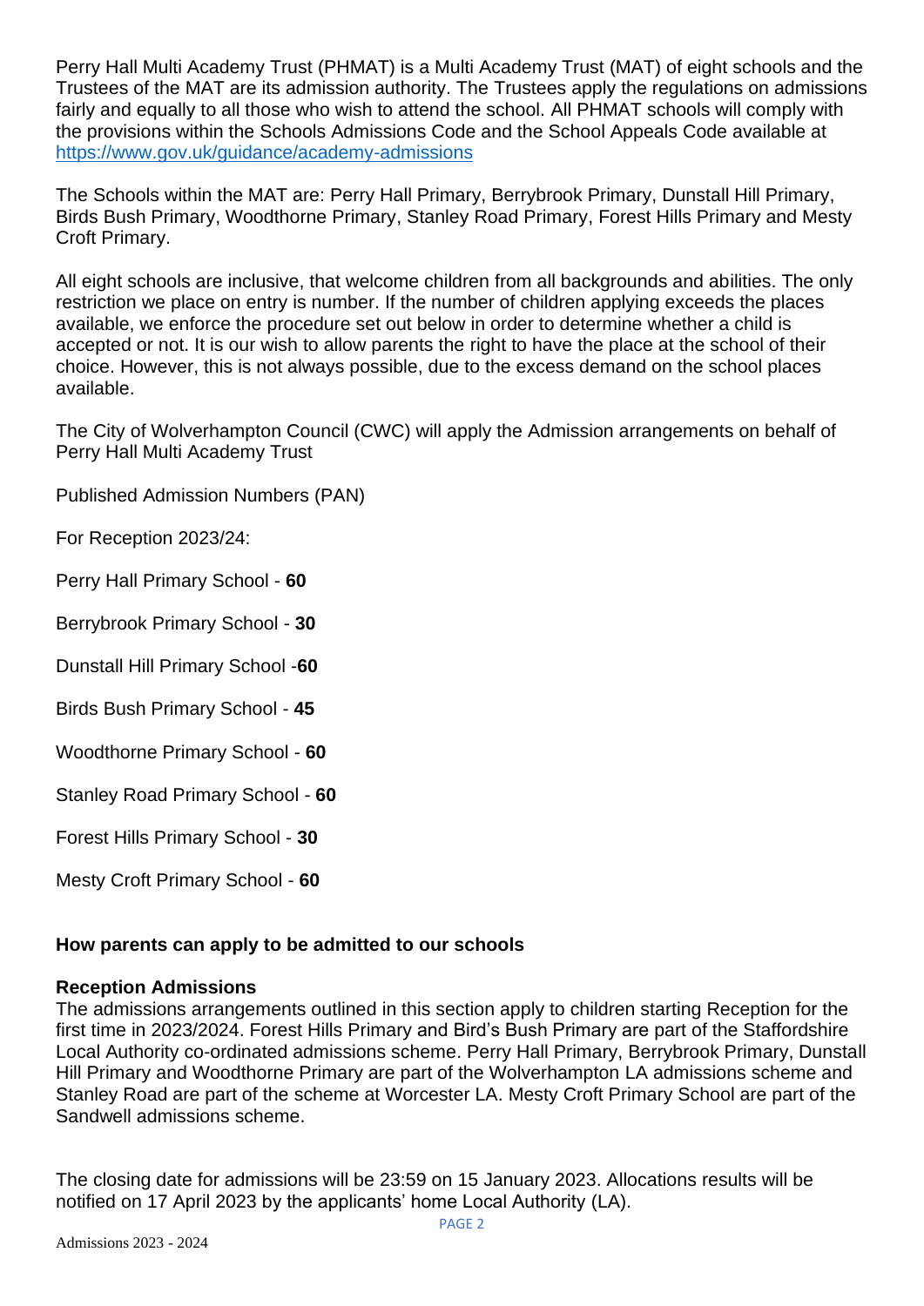Perry Hall Multi Academy Trust (PHMAT) is a Multi Academy Trust (MAT) of eight schools and the Trustees of the MAT are its admission authority. The Trustees apply the regulations on admissions fairly and equally to all those who wish to attend the school. All PHMAT schools will comply with the provisions within the Schools Admissions Code and the School Appeals Code available at https://www.gov.uk/guidance/academy-admissions

The Schools within the MAT are: Perry Hall Primary, Berrybrook Primary, Dunstall Hill Primary, Birds Bush Primary, Woodthorne Primary, Stanley Road Primary, Forest Hills Primary and Mesty Croft Primary.

All eight schools are inclusive, that welcome children from all backgrounds and abilities. The only restriction we place on entry is number. If the number of children applying exceeds the places available, we enforce the procedure set out below in order to determine whether a child is accepted or not. It is our wish to allow parents the right to have the place at the school of their choice. However, this is not always possible, due to the excess demand on the school places available.

The City of Wolverhampton Council (CWC) will apply the Admission arrangements on behalf of Perry Hall Multi Academy Trust

Published Admission Numbers (PAN)

For Reception 2023/24:

Perry Hall Primary School - **60**

Berrybrook Primary School - **30**

Dunstall Hill Primary School -**60**

Birds Bush Primary School - **45**

Woodthorne Primary School - **60**

Stanley Road Primary School - **60**

Forest Hills Primary School - **30**

Mesty Croft Primary School - **60**

**How parents can apply to be admitted to our schools**

**Reception Admissions**

The admissions arrangements outlined in this section apply to children starting Reception for the first time in 2023/2024. Forest Hills Primary and Bird's Bush Primary are part of the Staffordshire Local Authority co-ordinated admissions scheme. Perry Hall Primary, Berrybrook Primary, Dunstall Hill Primary and Woodthorne Primary are part of the Wolverhampton LA admissions scheme and Stanley Road are part of the scheme at Worcester LA. Mesty Croft Primary School are part of the Sandwell admissions scheme.

The closing date for admissions will be 23:59 on 15 January 2023. Allocations results will be notified on 17 April 2023 by the applicants' home Local Authority (LA).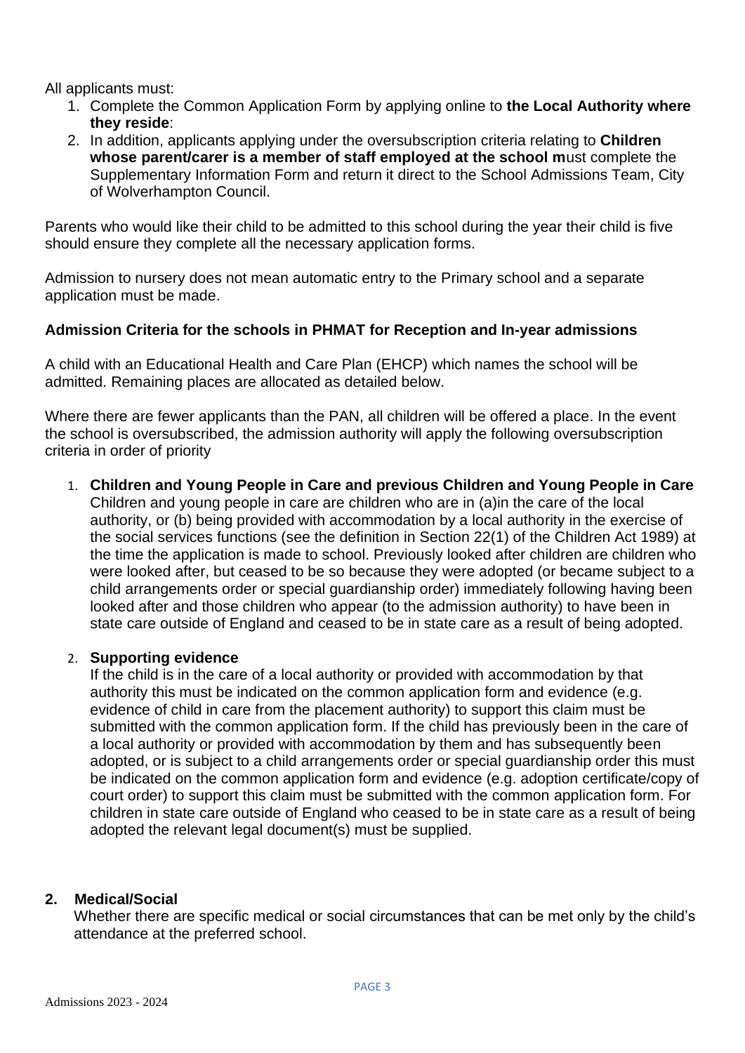All applicants must:

1. Complete the Common Application Form by applying online to **the Local Authority where they reside**:
2. In addition, applicants applying under the oversubscription criteria relating to **Children whose parent/carer is a member of staff employed at the school m**ust complete the Supplementary Information Form and return it direct to the School Admissions Team, City of Wolverhampton Council.

Parents who would like their child to be admitted to this school during the year their child is five should ensure they complete all the necessary application forms.

Admission to nursery does not mean automatic entry to the Primary school and a separate application must be made.

**Admission Criteria for the schools in PHMAT for Reception and In-year admissions**

A child with an Educational Health and Care Plan (EHCP) which names the school will be admitted. Remaining places are allocated as detailed below.

Where there are fewer applicants than the PAN, all children will be offered a place. In the event the school is oversubscribed, the admission authority will apply the following oversubscription criteria in order of priority

1. **Children and Young People in Care and previous Children and Young People in Care**
   Children and young people in care are children who are in (a)in the care of the local authority, or (b) being provided with accommodation by a local authority in the exercise of the social services functions (see the definition in Section 22(1) of the Children Act 1989) at the time the application is made to school. Previously looked after children are children who were looked after, but ceased to be so because they were adopted (or became subject to a child arrangements order or special guardianship order) immediately following having been looked after and those children who appear (to the admission authority) to have been in state care outside of England and ceased to be in state care as a result of being adopted.

2. **Supporting evidence**
   If the child is in the care of a local authority or provided with accommodation by that authority this must be indicated on the common application form and evidence (e.g. evidence of child in care from the placement authority) to support this claim must be submitted with the common application form. If the child has previously been in the care of a local authority or provided with accommodation by them and has subsequently been adopted, or is subject to a child arrangements order or special guardianship order this must be indicated on the common application form and evidence (e.g. adoption certificate/copy of court order) to support this claim must be submitted with the common application form. For children in state care outside of England who ceased to be in state care as a result of being adopted the relevant legal document(s) must be supplied.

**2. Medical/Social**

Whether there are specific medical or social circumstances that can be met only by the child's attendance at the preferred school.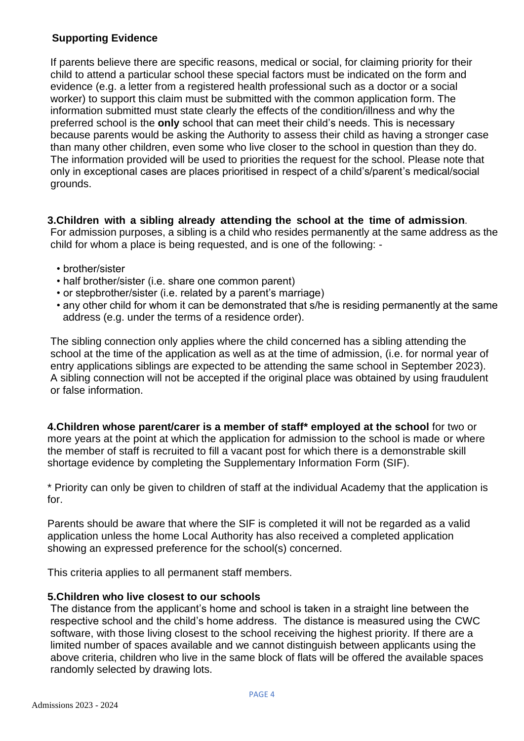## Supporting Evidence

If parents believe there are specific reasons, medical or social, for claiming priority for their child to attend a particular school these special factors must be indicated on the form and evidence (e.g. a letter from a registered health professional such as a doctor or a social worker) to support this claim must be submitted with the common application form. The information submitted must state clearly the effects of the condition/illness and why the preferred school is the **only** school that can meet their child's needs. This is necessary because parents would be asking the Authority to assess their child as having a stronger case than many other children, even some who live closer to the school in question than they do. The information provided will be used to priorities the request for the school. Please note that only in exceptional cases are places prioritised in respect of a child's/parent's medical/social grounds.

**3.Children with a sibling already attending the school at the time of admission**.
For admission purposes, a sibling is a child who resides permanently at the same address as the child for whom a place is being requested, and is one of the following: -

- brother/sister
- half brother/sister (i.e. share one common parent)
- or stepbrother/sister (i.e. related by a parent's marriage)
- any other child for whom it can be demonstrated that s/he is residing permanently at the same address (e.g. under the terms of a residence order).

The sibling connection only applies where the child concerned has a sibling attending the school at the time of the application as well as at the time of admission, (i.e. for normal year of entry applications siblings are expected to be attending the same school in September 2023). A sibling connection will not be accepted if the original place was obtained by using fraudulent or false information.

**4.Children whose parent/carer is a member of staff\* employed at the school** for two or more years at the point at which the application for admission to the school is made or where the member of staff is recruited to fill a vacant post for which there is a demonstrable skill shortage evidence by completing the Supplementary Information Form (SIF).

\* Priority can only be given to children of staff at the individual Academy that the application is for.

Parents should be aware that where the SIF is completed it will not be regarded as a valid application unless the home Local Authority has also received a completed application showing an expressed preference for the school(s) concerned.

This criteria applies to all permanent staff members.

**5.Children who live closest to our schools**
The distance from the applicant's home and school is taken in a straight line between the respective school and the child's home address. The distance is measured using the CWC software, with those living closest to the school receiving the highest priority. If there are a limited number of spaces available and we cannot distinguish between applicants using the above criteria, children who live in the same block of flats will be offered the available spaces randomly selected by drawing lots.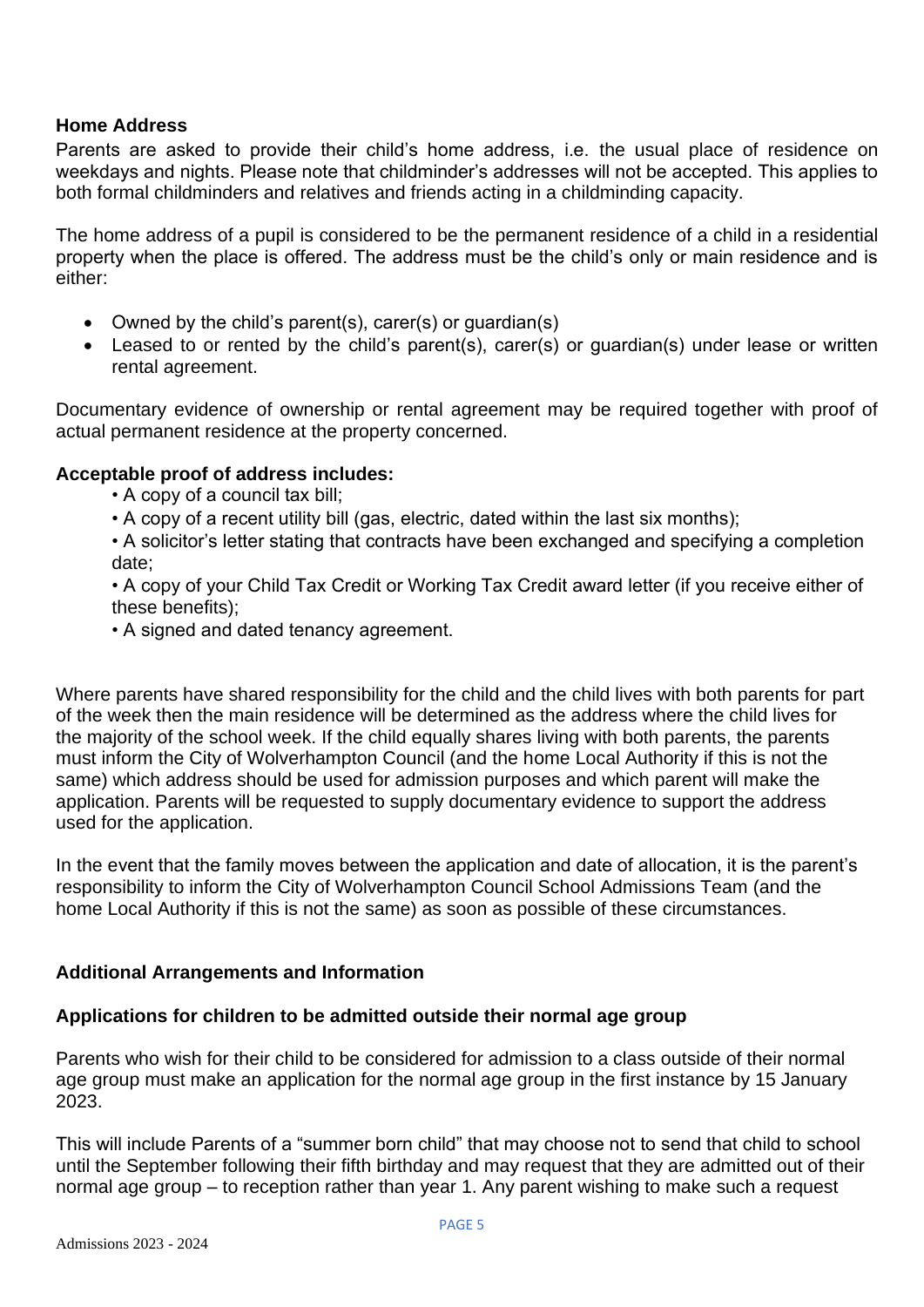### Home Address

Parents are asked to provide their child's home address, i.e. the usual place of residence on weekdays and nights. Please note that childminder's addresses will not be accepted. This applies to both formal childminders and relatives and friends acting in a childminding capacity.

The home address of a pupil is considered to be the permanent residence of a child in a residential property when the place is offered. The address must be the child's only or main residence and is either:

- Owned by the child's parent(s), carer(s) or guardian(s)
- Leased to or rented by the child's parent(s), carer(s) or guardian(s) under lease or written rental agreement.

Documentary evidence of ownership or rental agreement may be required together with proof of actual permanent residence at the property concerned.

### Acceptable proof of address includes:

- A copy of a council tax bill;
- A copy of a recent utility bill (gas, electric, dated within the last six months);
- A solicitor's letter stating that contracts have been exchanged and specifying a completion date;
- A copy of your Child Tax Credit or Working Tax Credit award letter (if you receive either of these benefits);
- A signed and dated tenancy agreement.

Where parents have shared responsibility for the child and the child lives with both parents for part of the week then the main residence will be determined as the address where the child lives for the majority of the school week. If the child equally shares living with both parents, the parents must inform the City of Wolverhampton Council (and the home Local Authority if this is not the same) which address should be used for admission purposes and which parent will make the application. Parents will be requested to supply documentary evidence to support the address used for the application.

In the event that the family moves between the application and date of allocation, it is the parent's responsibility to inform the City of Wolverhampton Council School Admissions Team (and the home Local Authority if this is not the same) as soon as possible of these circumstances.

## Additional Arrangements and Information

### Applications for children to be admitted outside their normal age group

Parents who wish for their child to be considered for admission to a class outside of their normal age group must make an application for the normal age group in the first instance by 15 January 2023.

This will include Parents of a "summer born child" that may choose not to send that child to school until the September following their fifth birthday and may request that they are admitted out of their normal age group – to reception rather than year 1. Any parent wishing to make such a request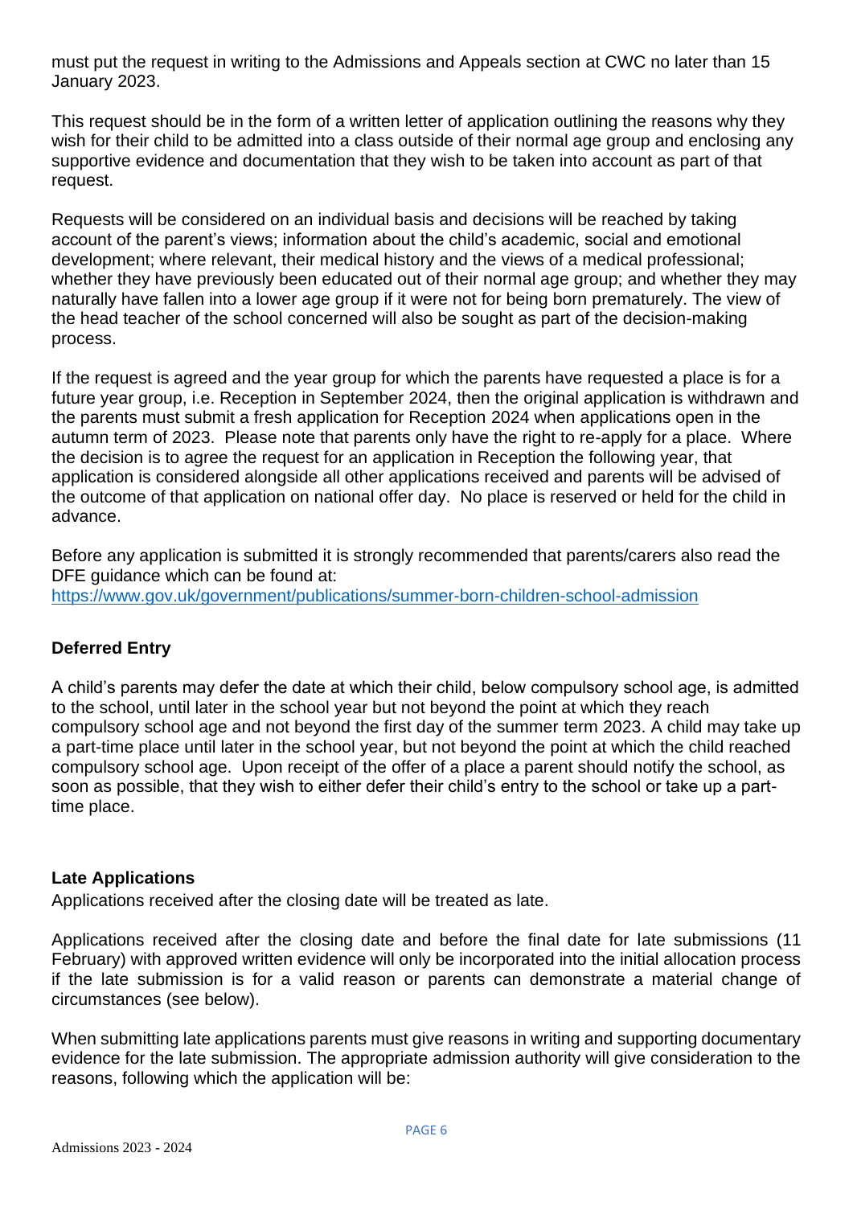must put the request in writing to the Admissions and Appeals section at CWC no later than 15 January 2023.

This request should be in the form of a written letter of application outlining the reasons why they wish for their child to be admitted into a class outside of their normal age group and enclosing any supportive evidence and documentation that they wish to be taken into account as part of that request.

Requests will be considered on an individual basis and decisions will be reached by taking account of the parent's views; information about the child's academic, social and emotional development; where relevant, their medical history and the views of a medical professional; whether they have previously been educated out of their normal age group; and whether they may naturally have fallen into a lower age group if it were not for being born prematurely. The view of the head teacher of the school concerned will also be sought as part of the decision-making process.

If the request is agreed and the year group for which the parents have requested a place is for a future year group, i.e. Reception in September 2024, then the original application is withdrawn and the parents must submit a fresh application for Reception 2024 when applications open in the autumn term of 2023. Please note that parents only have the right to re-apply for a place. Where the decision is to agree the request for an application in Reception the following year, that application is considered alongside all other applications received and parents will be advised of the outcome of that application on national offer day. No place is reserved or held for the child in advance.

Before any application is submitted it is strongly recommended that parents/carers also read the DFE guidance which can be found at:
https://www.gov.uk/government/publications/summer-born-children-school-admission

### Deferred Entry

A child's parents may defer the date at which their child, below compulsory school age, is admitted to the school, until later in the school year but not beyond the point at which they reach compulsory school age and not beyond the first day of the summer term 2023. A child may take up a part-time place until later in the school year, but not beyond the point at which the child reached compulsory school age. Upon receipt of the offer of a place a parent should notify the school, as soon as possible, that they wish to either defer their child's entry to the school or take up a part-time place.

### Late Applications

Applications received after the closing date will be treated as late.

Applications received after the closing date and before the final date for late submissions (11 February) with approved written evidence will only be incorporated into the initial allocation process if the late submission is for a valid reason or parents can demonstrate a material change of circumstances (see below).

When submitting late applications parents must give reasons in writing and supporting documentary evidence for the late submission. The appropriate admission authority will give consideration to the reasons, following which the application will be: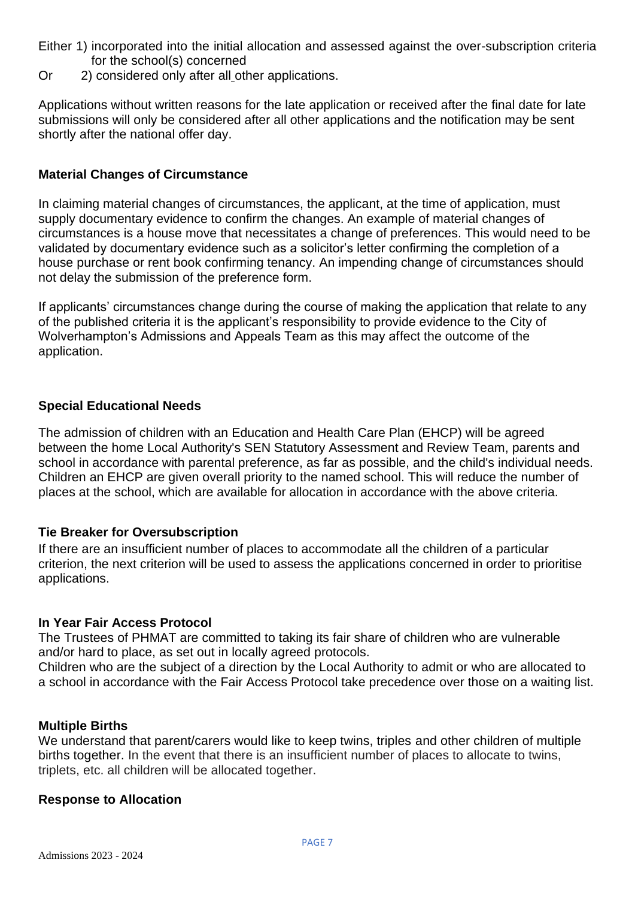Either 1) incorporated into the initial allocation and assessed against the over-subscription criteria for the school(s) concerned

Or 2) considered only after all other applications.

Applications without written reasons for the late application or received after the final date for late submissions will only be considered after all other applications and the notification may be sent shortly after the national offer day.

**Material Changes of Circumstance**

In claiming material changes of circumstances, the applicant, at the time of application, must supply documentary evidence to confirm the changes. An example of material changes of circumstances is a house move that necessitates a change of preferences. This would need to be validated by documentary evidence such as a solicitor's letter confirming the completion of a house purchase or rent book confirming tenancy. An impending change of circumstances should not delay the submission of the preference form.

If applicants' circumstances change during the course of making the application that relate to any of the published criteria it is the applicant's responsibility to provide evidence to the City of Wolverhampton's Admissions and Appeals Team as this may affect the outcome of the application.

**Special Educational Needs**

The admission of children with an Education and Health Care Plan (EHCP) will be agreed between the home Local Authority's SEN Statutory Assessment and Review Team, parents and school in accordance with parental preference, as far as possible, and the child's individual needs. Children an EHCP are given overall priority to the named school. This will reduce the number of places at the school, which are available for allocation in accordance with the above criteria.

**Tie Breaker for Oversubscription**

If there are an insufficient number of places to accommodate all the children of a particular criterion, the next criterion will be used to assess the applications concerned in order to prioritise applications.

**In Year Fair Access Protocol**

The Trustees of PHMAT are committed to taking its fair share of children who are vulnerable and/or hard to place, as set out in locally agreed protocols.

Children who are the subject of a direction by the Local Authority to admit or who are allocated to a school in accordance with the Fair Access Protocol take precedence over those on a waiting list.

**Multiple Births**

We understand that parent/carers would like to keep twins, triples and other children of multiple births together. In the event that there is an insufficient number of places to allocate to twins, triplets, etc. all children will be allocated together.

**Response to Allocation**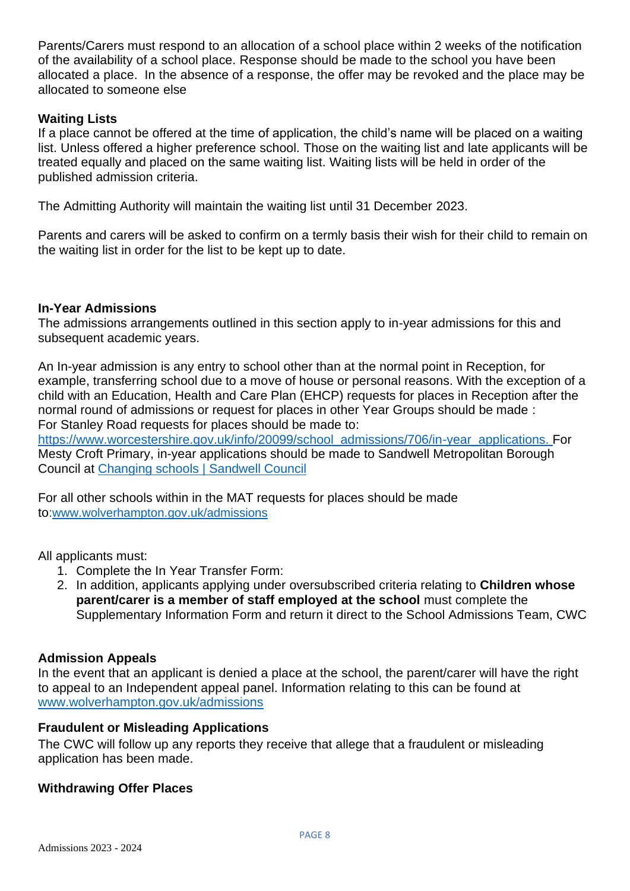Parents/Carers must respond to an allocation of a school place within 2 weeks of the notification of the availability of a school place. Response should be made to the school you have been allocated a place. In the absence of a response, the offer may be revoked and the place may be allocated to someone else

**Waiting Lists**

If a place cannot be offered at the time of application, the child's name will be placed on a waiting list. Unless offered a higher preference school. Those on the waiting list and late applicants will be treated equally and placed on the same waiting list. Waiting lists will be held in order of the published admission criteria.

The Admitting Authority will maintain the waiting list until 31 December 2023.

Parents and carers will be asked to confirm on a termly basis their wish for their child to remain on the waiting list in order for the list to be kept up to date.

**In-Year Admissions**

The admissions arrangements outlined in this section apply to in-year admissions for this and subsequent academic years.

An In-year admission is any entry to school other than at the normal point in Reception, for example, transferring school due to a move of house or personal reasons. With the exception of a child with an Education, Health and Care Plan (EHCP) requests for places in Reception after the normal round of admissions or request for places in other Year Groups should be made :
For Stanley Road requests for places should be made to:
https://www.worcestershire.gov.uk/info/20099/school_admissions/706/in-year_applications. For Mesty Croft Primary, in-year applications should be made to Sandwell Metropolitan Borough Council at Changing schools | Sandwell Council

For all other schools within in the MAT requests for places should be made to:www.wolverhampton.gov.uk/admissions

All applicants must:

1. Complete the In Year Transfer Form:
2. In addition, applicants applying under oversubscribed criteria relating to **Children whose parent/carer is a member of staff employed at the school** must complete the Supplementary Information Form and return it direct to the School Admissions Team, CWC

**Admission Appeals**

In the event that an applicant is denied a place at the school, the parent/carer will have the right to appeal to an Independent appeal panel. Information relating to this can be found at www.wolverhampton.gov.uk/admissions

**Fraudulent or Misleading Applications**

The CWC will follow up any reports they receive that allege that a fraudulent or misleading application has been made.

**Withdrawing Offer Places**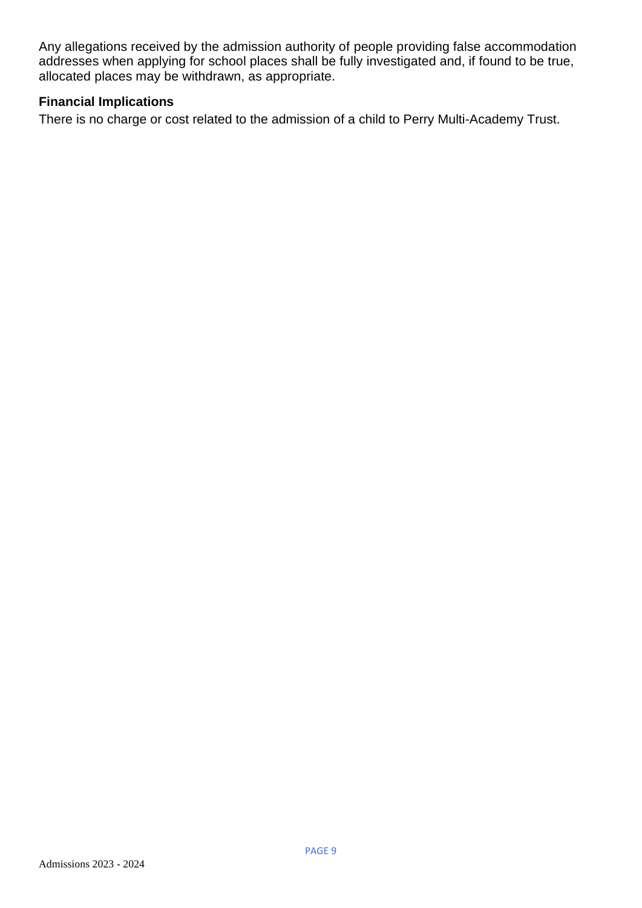Any allegations received by the admission authority of people providing false accommodation addresses when applying for school places shall be fully investigated and, if found to be true, allocated places may be withdrawn, as appropriate.

**Financial Implications**

There is no charge or cost related to the admission of a child to Perry Multi-Academy Trust.